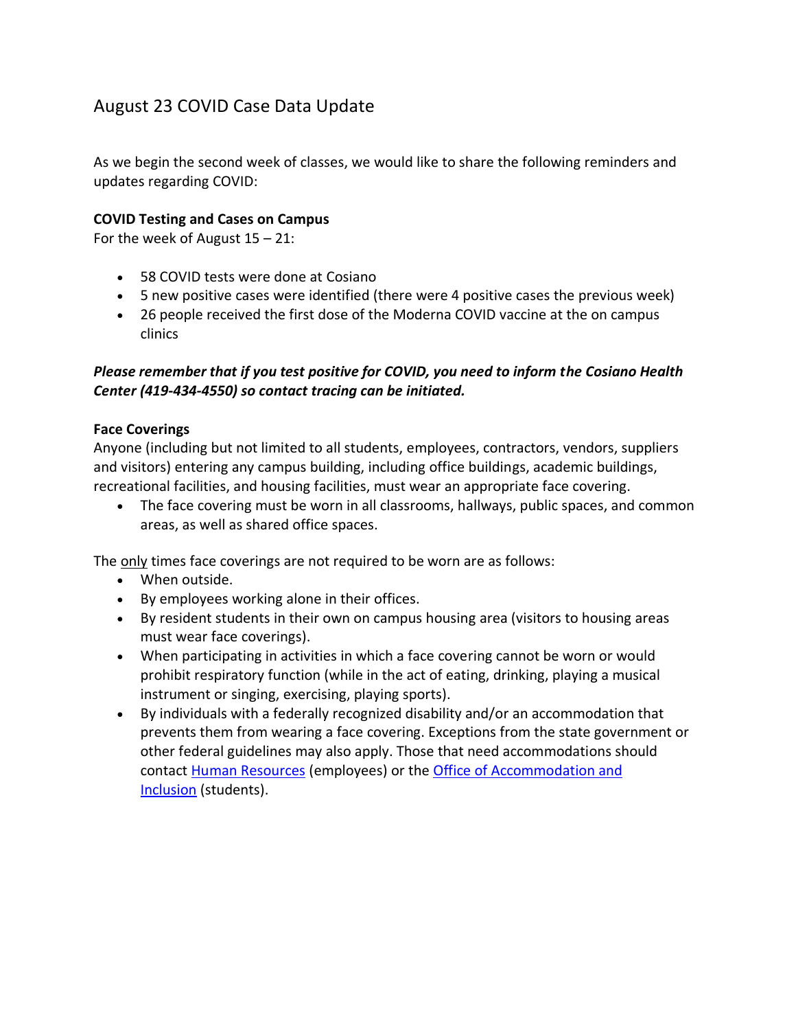# August 23 COVID Case Data Update

As we begin the second week of classes, we would like to share the following reminders and updates regarding COVID:

**COVID Testing and Cases on Campus**
For the week of August 15 – 21:

- 58 COVID tests were done at Cosiano
- 5 new positive cases were identified (there were 4 positive cases the previous week)
- 26 people received the first dose of the Moderna COVID vaccine at the on campus clinics

***Please remember that if you test positive for COVID, you need to inform the Cosiano Health Center (419-434-4550) so contact tracing can be initiated.***

**Face Coverings**
Anyone (including but not limited to all students, employees, contractors, vendors, suppliers and visitors) entering any campus building, including office buildings, academic buildings, recreational facilities, and housing facilities, must wear an appropriate face covering.

- The face covering must be worn in all classrooms, hallways, public spaces, and common areas, as well as shared office spaces.

The only times face coverings are not required to be worn are as follows:

- When outside.
- By employees working alone in their offices.
- By resident students in their own on campus housing area (visitors to housing areas must wear face coverings).
- When participating in activities in which a face covering cannot be worn or would prohibit respiratory function (while in the act of eating, drinking, playing a musical instrument or singing, exercising, playing sports).
- By individuals with a federally recognized disability and/or an accommodation that prevents them from wearing a face covering. Exceptions from the state government or other federal guidelines may also apply. Those that need accommodations should contact Human Resources (employees) or the Office of Accommodation and Inclusion (students).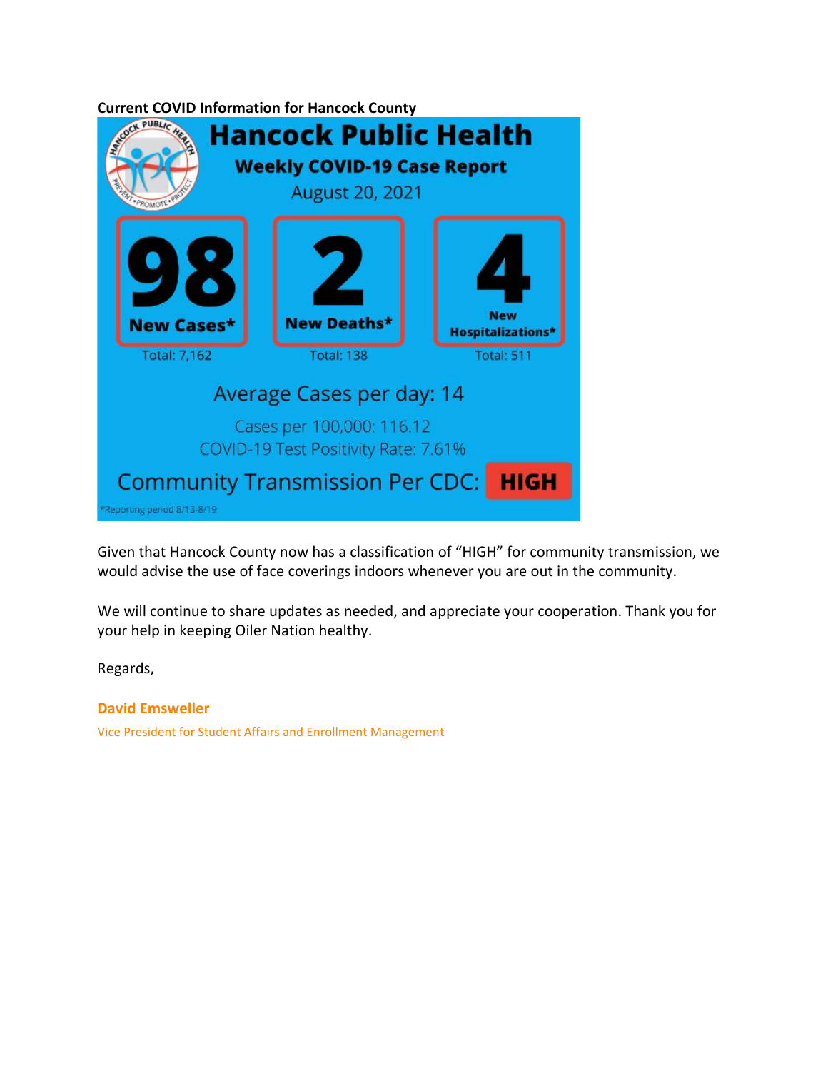**Current COVID Information for Hancock County**

Hancock Public Health

Weekly COVID-19 Case Report

August 20, 2021

98 New Cases*

Total: 7,162

2 New Deaths*

Total: 138

4 New Hospitalizations*

Total: 511

Average Cases per day: 14

Cases per 100,000: 116.12

COVID-19 Test Positivity Rate: 7.61%

Community Transmission Per CDC: HIGH

*Reporting period 8/13-8/19

Given that Hancock County now has a classification of "HIGH" for community transmission, we would advise the use of face coverings indoors whenever you are out in the community.

We will continue to share updates as needed, and appreciate your cooperation. Thank you for your help in keeping Oiler Nation healthy.

Regards,

**David Emsweller**

Vice President for Student Affairs and Enrollment Management